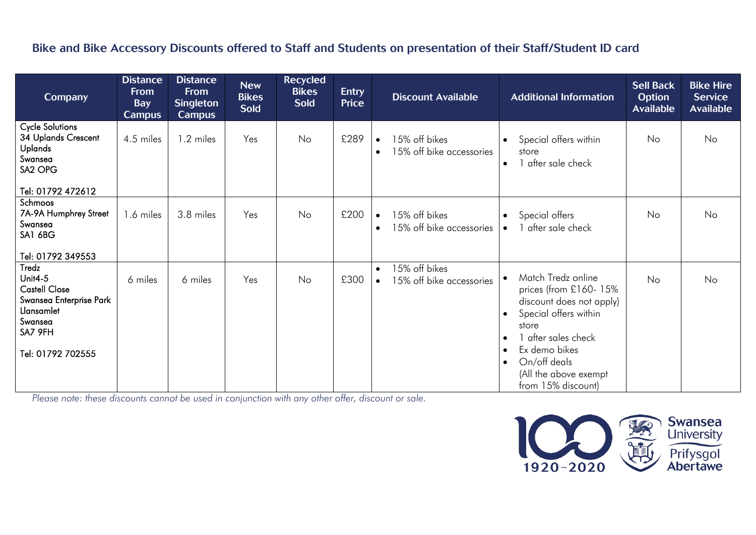## Bike and Bike Accessory Discounts offered to Staff and Students on presentation of their Staff/Student ID card

| Company | Distance From Bay Campus | Distance From Singleton Campus | New Bikes Sold | Recycled Bikes Sold | Entry Price | Discount Available | Additional Information | Sell Back Option Available | Bike Hire Service Available |
|---|---|---|---|---|---|---|---|---|---|
| Cycle Solutions<br>34 Uplands Crescent<br>Uplands<br>Swansea<br>SA2 OPG<br><br>Tel: 01792 472612 | 4.5 miles | 1.2 miles | Yes | No | £289 | • 15% off bikes<br>• 15% off bike accessories | • Special offers within store<br>• 1 after sale check | No | No |
| Schmoos<br>7A-9A Humphrey Street<br>Swansea<br>SA1 6BG<br><br>Tel: 01792 349553 | 1.6 miles | 3.8 miles | Yes | No | £200 | • 15% off bikes<br>• 15% off bike accessories | • Special offers<br>• 1 after sale check | No | No |
| Tredz<br>Unit4-5<br>Castell Close<br>Swansea Enterprise Park<br>Llansamlet<br>Swansea<br>SA7 9FH<br><br>Tel: 01792 702555 | 6 miles | 6 miles | Yes | No | £300 | • 15% off bikes<br>• 15% off bike accessories | • Match Tredz online prices (from £160- 15% discount does not apply)<br>• Special offers within store<br>• 1 after sales check<br>• Ex demo bikes<br>• On/off deals<br>(All the above exempt from 15% discount) | No | No |

*Please note: these discounts cannot be used in conjunction with any other offer, discount or sale.*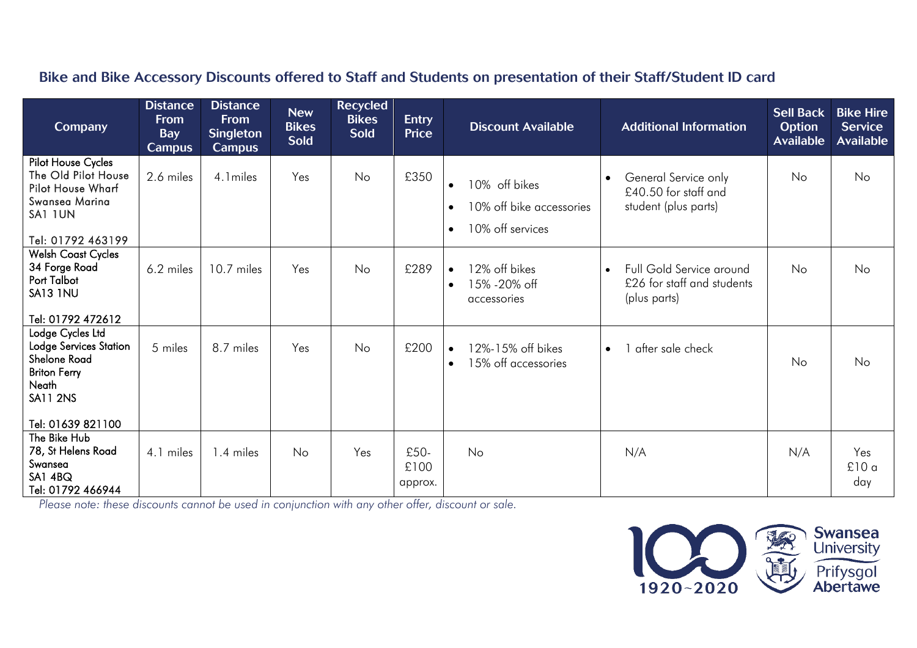## Bike and Bike Accessory Discounts offered to Staff and Students on presentation of their Staff/Student ID card

| Company | Distance From Bay Campus | Distance From Singleton Campus | New Bikes Sold | Recycled Bikes Sold | Entry Price | Discount Available | Additional Information | Sell Back Option Available | Bike Hire Service Available |
|---|---|---|---|---|---|---|---|---|---|
| Pilot House Cycles<br>The Old Pilot House<br>Pilot House Wharf<br>Swansea Marina<br>SA1 1UN<br><br>Tel: 01792 463199 | 2.6 miles | 4.1miles | Yes | No | £350 | • 10% off bikes<br>• 10% off bike accessories<br>• 10% off services | • General Service only £40.50 for staff and student (plus parts) | No | No |
| Welsh Coast Cycles<br>34 Forge Road<br>Port Talbot<br>SA13 1NU<br><br>Tel: 01792 472612 | 6.2 miles | 10.7 miles | Yes | No | £289 | • 12% off bikes<br>• 15% -20% off accessories | • Full Gold Service around £26 for staff and students (plus parts) | No | No |
| Lodge Cycles Ltd<br>Lodge Services Station<br>Shelone Road<br>Briton Ferry<br>Neath<br>SA11 2NS<br><br>Tel: 01639 821100 | 5 miles | 8.7 miles | Yes | No | £200 | • 12%-15% off bikes<br>• 15% off accessories | • 1 after sale check | No | No |
| The Bike Hub<br>78, St Helens Road<br>Swansea<br>SA1 4BQ<br>Tel: 01792 466944 | 4.1 miles | 1.4 miles | No | Yes | £50-£100 approx. | No | N/A | N/A | Yes £10 a day |

*Please note: these discounts cannot be used in conjunction with any other offer, discount or sale.*

1920~2020

Swansea University
Prifysgol Abertawe